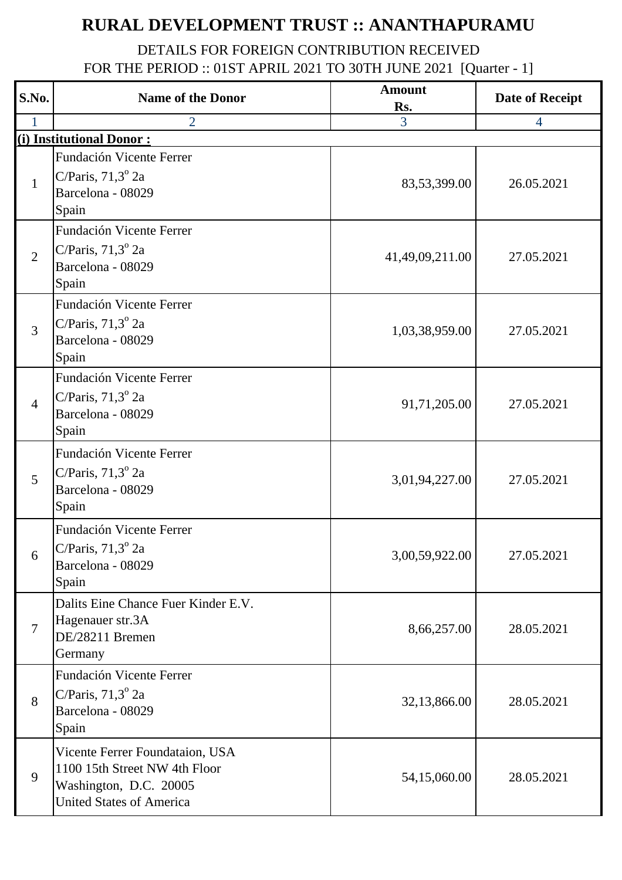# RURAL DEVELOPMENT TRUST :: ANANTHAPURAMU

DETAILS FOR FOREIGN CONTRIBUTION RECEIVED
FOR THE PERIOD :: 01ST APRIL 2021 TO 30TH JUNE 2021 [Quarter - 1]

| S.No. | Name of the Donor | Amount Rs. | Date of Receipt |
|---|---|---|---|
| 1 | 2 | 3 | 4 |
| **(i) Institutional Donor :** | | | |
| 1 | Fundación Vicente Ferrer<br>C/Paris, 71,3º 2a<br>Barcelona - 08029<br>Spain | 83,53,399.00 | 26.05.2021 |
| 2 | Fundación Vicente Ferrer<br>C/Paris, 71,3º 2a<br>Barcelona - 08029<br>Spain | 41,49,09,211.00 | 27.05.2021 |
| 3 | Fundación Vicente Ferrer<br>C/Paris, 71,3º 2a<br>Barcelona - 08029<br>Spain | 1,03,38,959.00 | 27.05.2021 |
| 4 | Fundación Vicente Ferrer<br>C/Paris, 71,3º 2a<br>Barcelona - 08029<br>Spain | 91,71,205.00 | 27.05.2021 |
| 5 | Fundación Vicente Ferrer<br>C/Paris, 71,3º 2a<br>Barcelona - 08029<br>Spain | 3,01,94,227.00 | 27.05.2021 |
| 6 | Fundación Vicente Ferrer<br>C/Paris, 71,3º 2a<br>Barcelona - 08029<br>Spain | 3,00,59,922.00 | 27.05.2021 |
| 7 | Dalits Eine Chance Fuer Kinder E.V.<br>Hagenauer str.3A<br>DE/28211 Bremen<br>Germany | 8,66,257.00 | 28.05.2021 |
| 8 | Fundación Vicente Ferrer<br>C/Paris, 71,3º 2a<br>Barcelona - 08029<br>Spain | 32,13,866.00 | 28.05.2021 |
| 9 | Vicente Ferrer Foundataion, USA<br>1100 15th Street NW 4th Floor<br>Washington, D.C. 20005<br>United States of America | 54,15,060.00 | 28.05.2021 |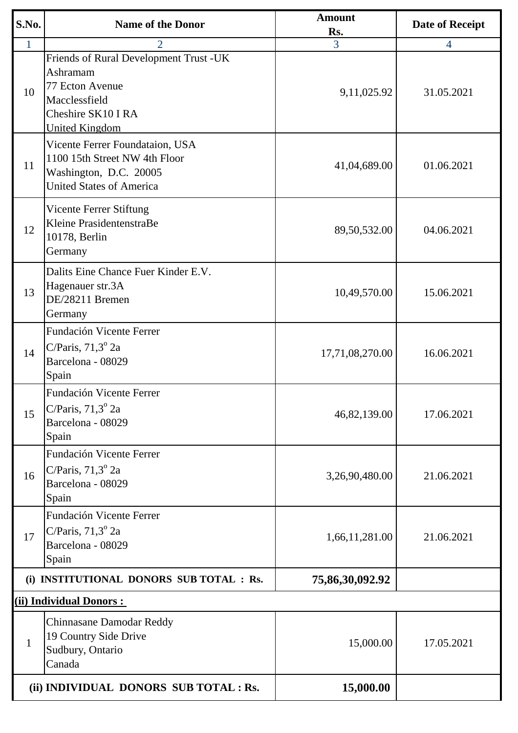| S.No. | Name of the Donor | Amount Rs. | Date of Receipt |
|---|---|---|---|
| 1 | 2 | 3 | 4 |
| 10 | Friends of Rural Development Trust -UK<br>Ashramam<br>77 Ecton Avenue<br>Macclessfield<br>Cheshire SK10 I RA<br>United Kingdom | 9,11,025.92 | 31.05.2021 |
| 11 | Vicente Ferrer Foundataion, USA<br>1100 15th Street NW 4th Floor<br>Washington, D.C. 20005<br>United States of America | 41,04,689.00 | 01.06.2021 |
| 12 | Vicente Ferrer Stiftung<br>Kleine PrasidentenstraBe<br>10178, Berlin<br>Germany | 89,50,532.00 | 04.06.2021 |
| 13 | Dalits Eine Chance Fuer Kinder E.V.<br>Hagenauer str.3A<br>DE/28211 Bremen<br>Germany | 10,49,570.00 | 15.06.2021 |
| 14 | Fundación Vicente Ferrer<br>C/Paris, 71,3º 2a<br>Barcelona - 08029<br>Spain | 17,71,08,270.00 | 16.06.2021 |
| 15 | Fundación Vicente Ferrer<br>C/Paris, 71,3º 2a<br>Barcelona - 08029<br>Spain | 46,82,139.00 | 17.06.2021 |
| 16 | Fundación Vicente Ferrer<br>C/Paris, 71,3º 2a<br>Barcelona - 08029<br>Spain | 3,26,90,480.00 | 21.06.2021 |
| 17 | Fundación Vicente Ferrer<br>C/Paris, 71,3º 2a<br>Barcelona - 08029<br>Spain | 1,66,11,281.00 | 21.06.2021 |
| **(i) INSTITUTIONAL DONORS SUB TOTAL : Rs.** | | **75,86,30,092.92** | |
| **(ii) Individual Donors :** | | | |
| 1 | Chinnasane Damodar Reddy<br>19 Country Side Drive<br>Sudbury, Ontario<br>Canada | 15,000.00 | 17.05.2021 |
| **(ii) INDIVIDUAL DONORS SUB TOTAL : Rs.** | | **15,000.00** | |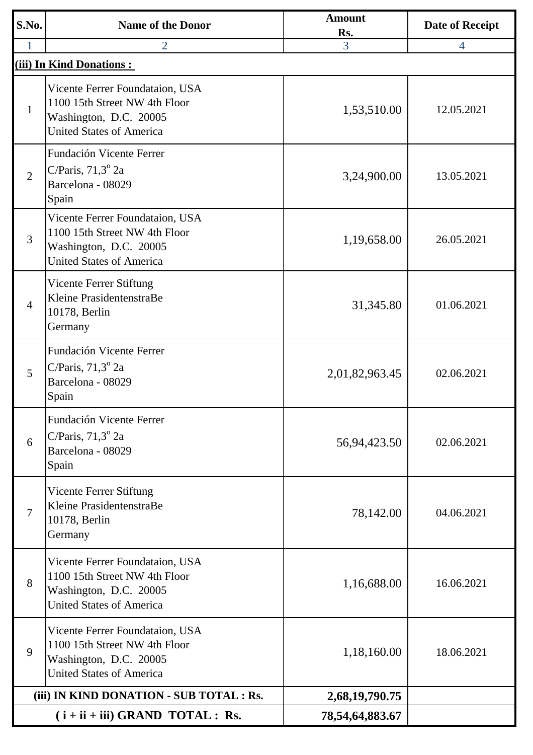| S.No. | Name of the Donor | Amount Rs. | Date of Receipt |
|---|---|---|---|
| 1 | 2 | 3 | 4 |
| **(iii) In Kind Donations :** | | | |
| 1 | Vicente Ferrer Foundataion, USA<br>1100 15th Street NW 4th Floor<br>Washington, D.C. 20005<br>United States of America | 1,53,510.00 | 12.05.2021 |
| 2 | Fundación Vicente Ferrer<br>C/Paris, 71,3º 2a<br>Barcelona - 08029<br>Spain | 3,24,900.00 | 13.05.2021 |
| 3 | Vicente Ferrer Foundataion, USA<br>1100 15th Street NW 4th Floor<br>Washington, D.C. 20005<br>United States of America | 1,19,658.00 | 26.05.2021 |
| 4 | Vicente Ferrer Stiftung<br>Kleine PrasidentenstraBe<br>10178, Berlin<br>Germany | 31,345.80 | 01.06.2021 |
| 5 | Fundación Vicente Ferrer<br>C/Paris, 71,3º 2a<br>Barcelona - 08029<br>Spain | 2,01,82,963.45 | 02.06.2021 |
| 6 | Fundación Vicente Ferrer<br>C/Paris, 71,3º 2a<br>Barcelona - 08029<br>Spain | 56,94,423.50 | 02.06.2021 |
| 7 | Vicente Ferrer Stiftung<br>Kleine PrasidentenstraBe<br>10178, Berlin<br>Germany | 78,142.00 | 04.06.2021 |
| 8 | Vicente Ferrer Foundataion, USA<br>1100 15th Street NW 4th Floor<br>Washington, D.C. 20005<br>United States of America | 1,16,688.00 | 16.06.2021 |
| 9 | Vicente Ferrer Foundataion, USA<br>1100 15th Street NW 4th Floor<br>Washington, D.C. 20005<br>United States of America | 1,18,160.00 | 18.06.2021 |
| **(iii) IN KIND DONATION - SUB TOTAL : Rs.** | | **2,68,19,790.75** | |
| **( i + ii + iii) GRAND TOTAL : Rs.** | | **78,54,64,883.67** | |